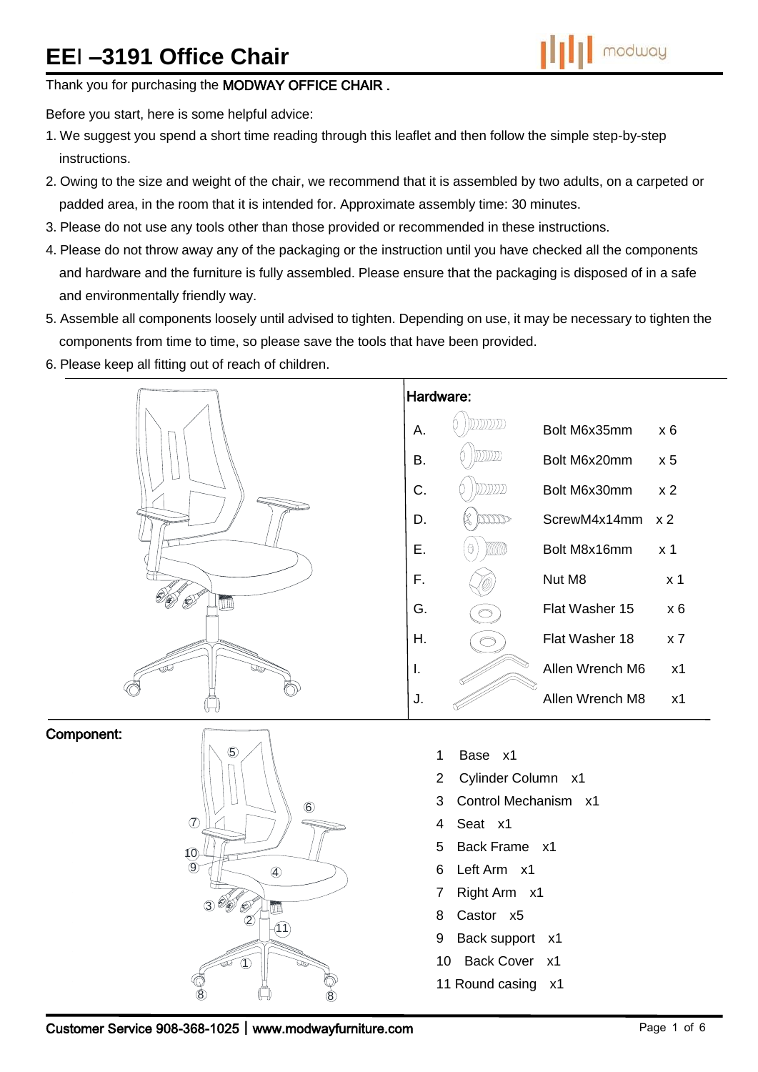# EEI –3191 Office Chair

Thank you for purchasing the **MODWAY OFFICE CHAIR .**

Before you start, here is some helpful advice:

1. We suggest you spend a short time reading through this leaflet and then follow the simple step-by-step instructions.
2. Owing to the size and weight of the chair, we recommend that it is assembled by two adults, on a carpeted or padded area, in the room that it is intended for. Approximate assembly time: 30 minutes.
3. Please do not use any tools other than those provided or recommended in these instructions.
4. Please do not throw away any of the packaging or the instruction until you have checked all the components and hardware and the furniture is fully assembled. Please ensure that the packaging is disposed of in a safe and environmentally friendly way.
5. Assemble all components loosely until advised to tighten. Depending on use, it may be necessary to tighten the components from time to time, so please save the tools that have been provided.
6. Please keep all fitting out of reach of children.

**Hardware:**

| | | |
|---|---|---|
| A. | Bolt M6x35mm | x 6 |
| B. | Bolt M6x20mm | x 5 |
| C. | Bolt M6x30mm | x 2 |
| D. | ScrewM4x14mm | x 2 |
| E. | Bolt M8x16mm | x 1 |
| F. | Nut M8 | x 1 |
| G. | Flat Washer 15 | x 6 |
| H. | Flat Washer 18 | x 7 |
| I. | Allen Wrench M6 | x1 |
| J. | Allen Wrench M8 | x1 |

**Component:**

1. Base x1
2. Cylinder Column x1
3. Control Mechanism x1
4. Seat x1
5. Back Frame x1
6. Left Arm x1
7. Right Arm x1
8. Castor x5
9. Back support x1
10. Back Cover x1
11. Round casing x1

**Customer Service 908-368-1025 | www.modwayfurniture.com**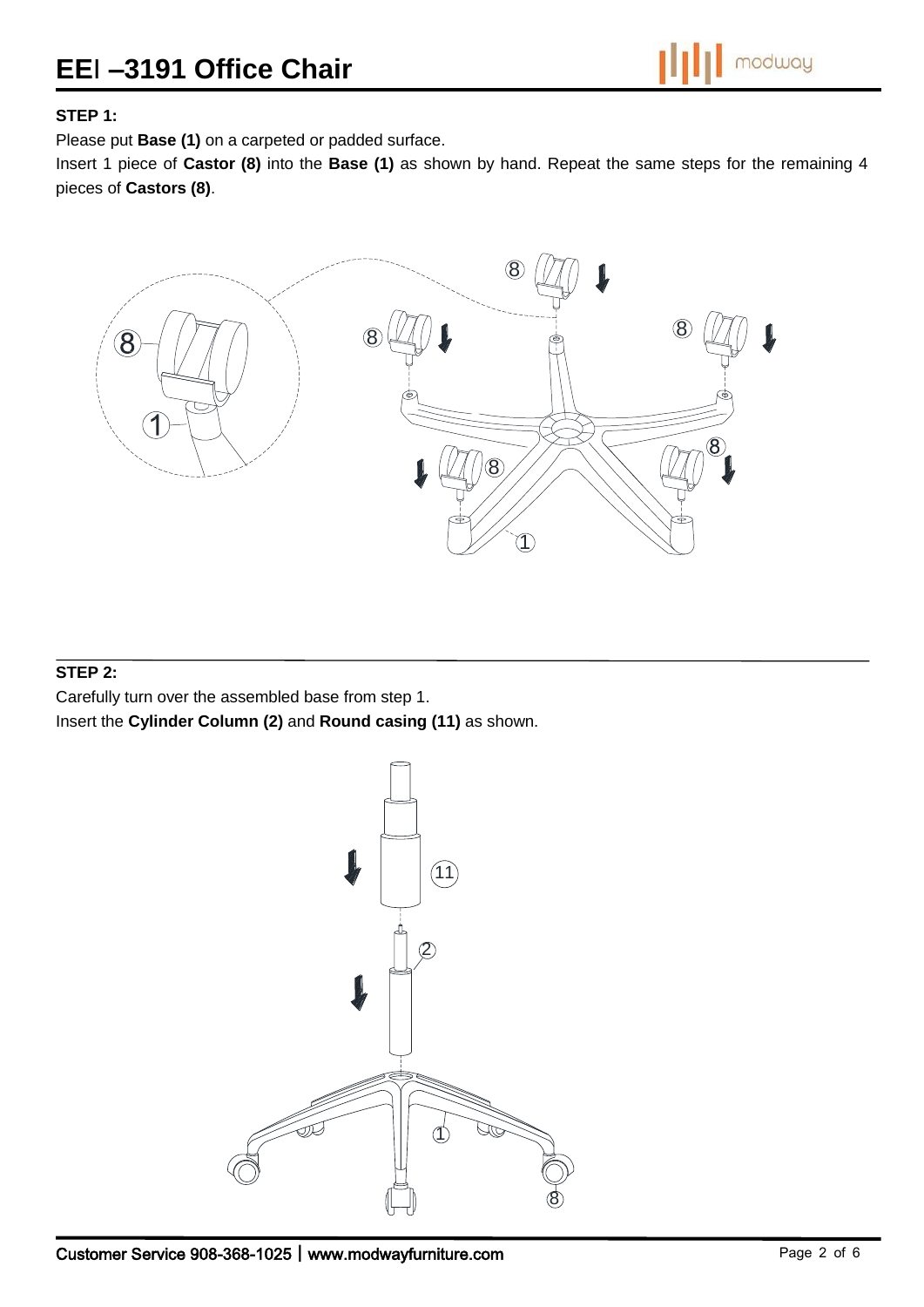# EEI –3191 Office Chair

**STEP 1:**

Please put **Base (1)** on a carpeted or padded surface.

Insert 1 piece of **Castor (8)** into the **Base (1)** as shown by hand. Repeat the same steps for the remaining 4 pieces of **Castors (8)**.

**STEP 2:**

Carefully turn over the assembled base from step 1.

Insert the **Cylinder Column (2)** and **Round casing (11)** as shown.

Customer Service 908-368-1025 | www.modwayfurniture.com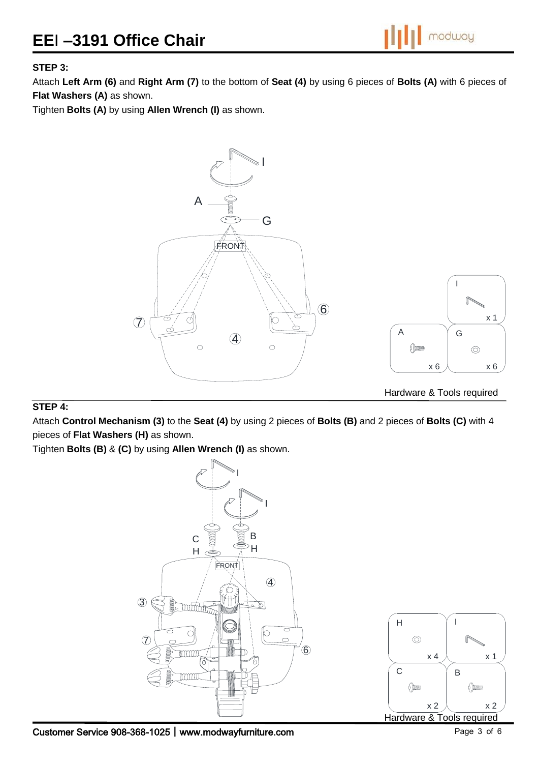# EEI –3191 Office Chair

**STEP 3:**

Attach **Left Arm (6)** and **Right Arm (7)** to the bottom of **Seat (4)** by using 6 pieces of **Bolts (A)** with 6 pieces of **Flat Washers (A)** as shown.

Tighten **Bolts (A)** by using **Allen Wrench (I)** as shown.

I
A
G
FRONT
6
7
4

| | | |
|---|---|---|
| I | x 1 | |
| A | x 6 | |
| G | x 6 | |

Hardware & Tools required

**STEP 4:**

Attach **Control Mechanism (3)** to the **Seat (4)** by using 2 pieces of **Bolts (B)** and 2 pieces of **Bolts (C)** with 4 pieces of **Flat Washers (H)** as shown.

Tighten **Bolts (B)** & **(C)** by using **Allen Wrench (I)** as shown.

I
I
C
B
H
H
FRONT
4
3
7
6

| | |
|---|---|
| H | x 4 |
| I | x 1 |
| C | x 2 |
| B | x 2 |

Hardware & Tools required

Customer Service 908-368-1025 | www.modwayfurniture.com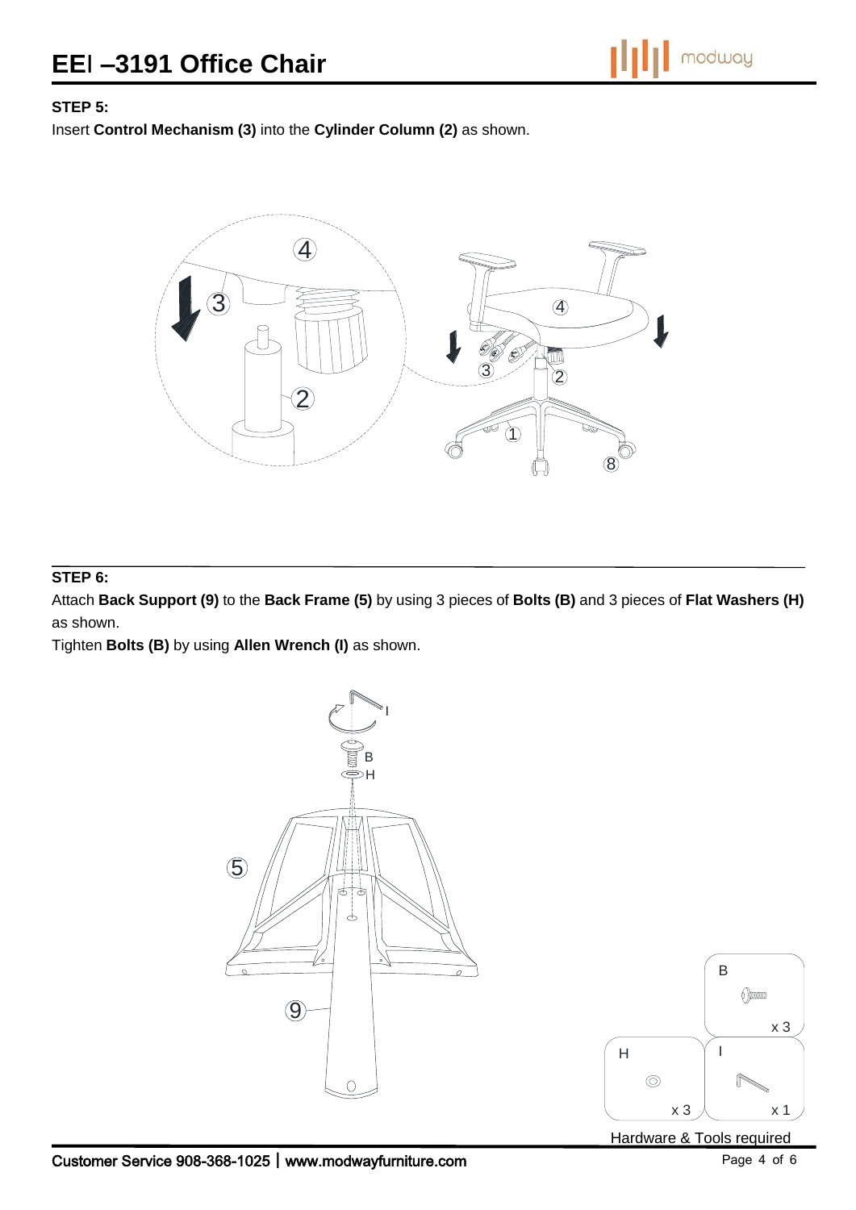# EEI –3191 Office Chair

**STEP 5:**

Insert **Control Mechanism (3)** into the **Cylinder Column (2)** as shown.

**STEP 6:**

Attach **Back Support (9)** to the **Back Frame (5)** by using 3 pieces of **Bolts (B)** and 3 pieces of **Flat Washers (H)** as shown.

Tighten **Bolts (B)** by using **Allen Wrench (I)** as shown.

Hardware & Tools required

| | |
|---|---|
| B | x 3 |
| H | x 3 |
| I | x 1 |

Customer Service 908-368-1025 | www.modwayfurniture.com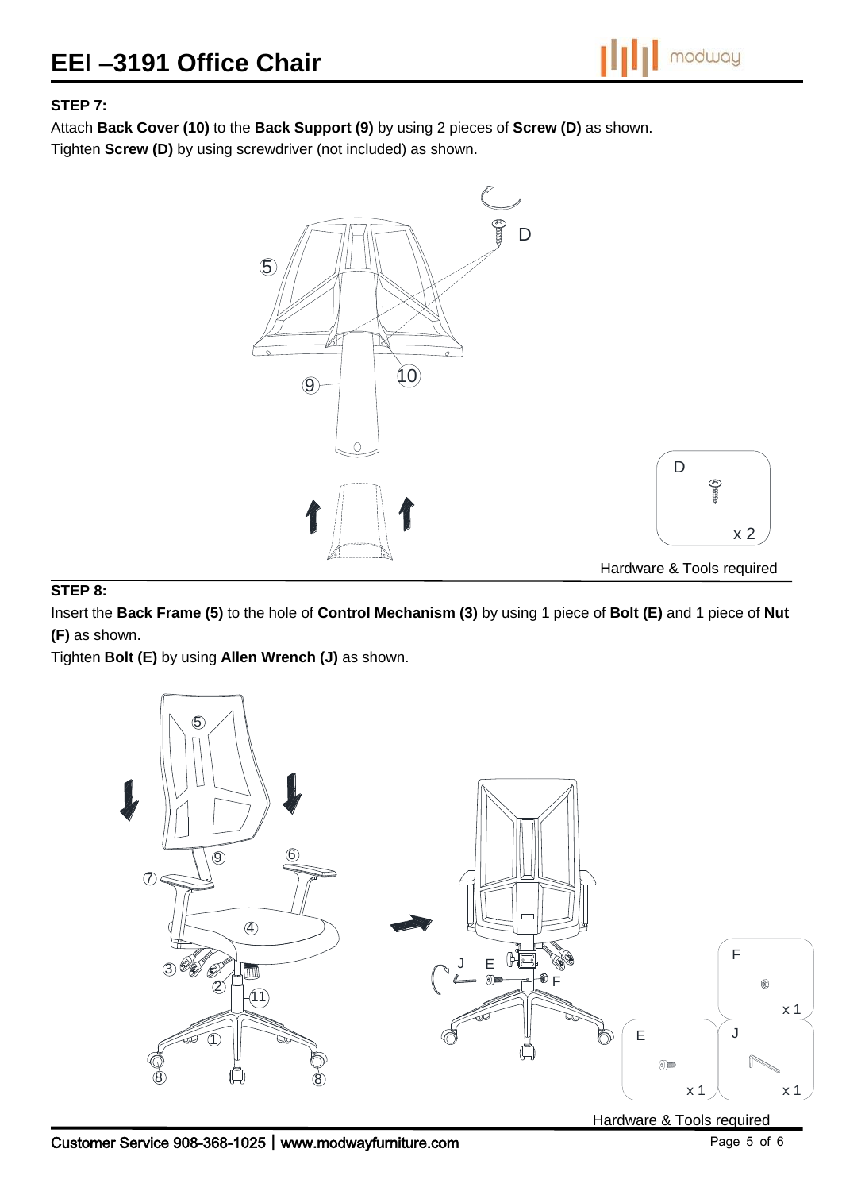# EEI –3191 Office Chair

**STEP 7:**

Attach **Back Cover (10)** to the **Back Support (9)** by using 2 pieces of **Screw (D)** as shown.
Tighten **Screw (D)** by using screwdriver (not included) as shown.

D

x 2

Hardware & Tools required

**STEP 8:**

Insert the **Back Frame (5)** to the hole of **Control Mechanism (3)** by using 1 piece of **Bolt (E)** and 1 piece of **Nut (F)** as shown.
Tighten **Bolt (E)** by using **Allen Wrench (J)** as shown.

F

x 1

E

x 1

J

x 1

Hardware & Tools required

Customer Service 908-368-1025 | www.modwayfurniture.com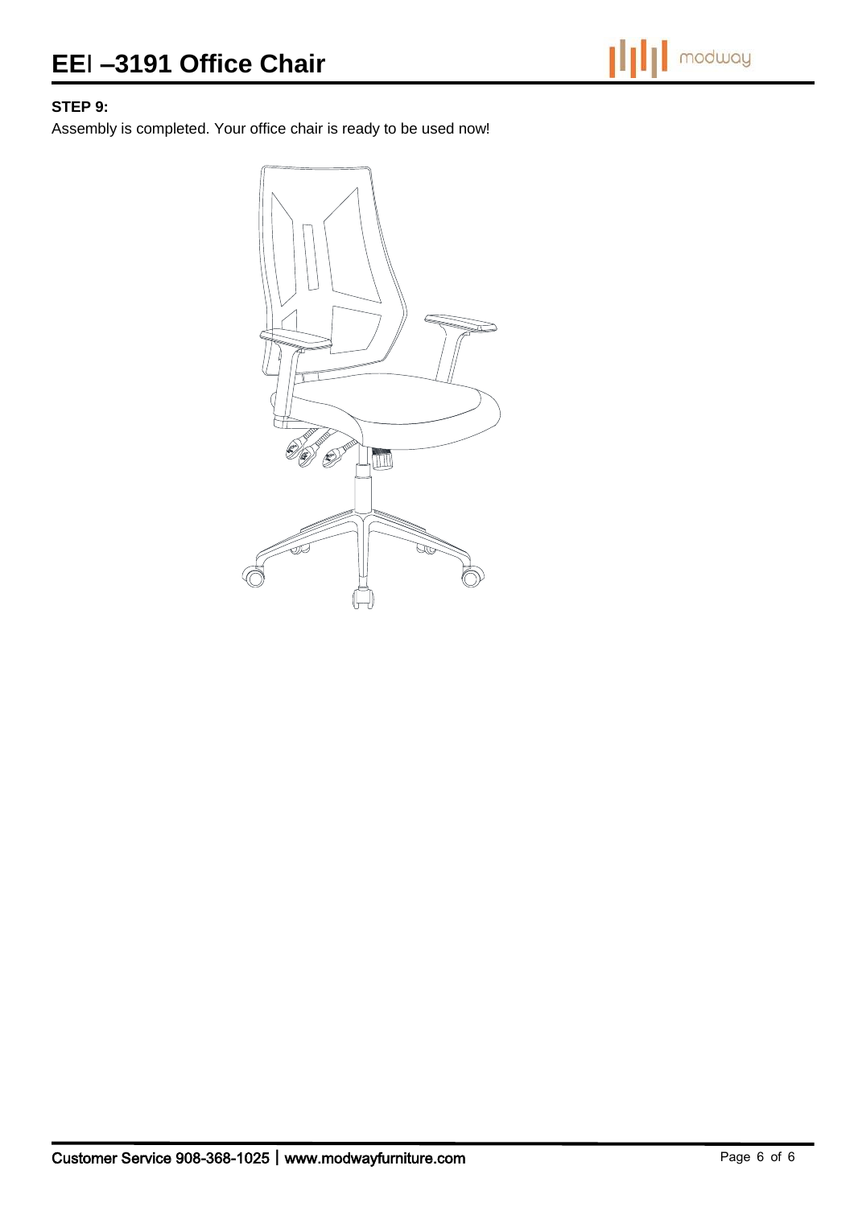**STEP 9:**

Assembly is completed. Your office chair is ready to be used now!